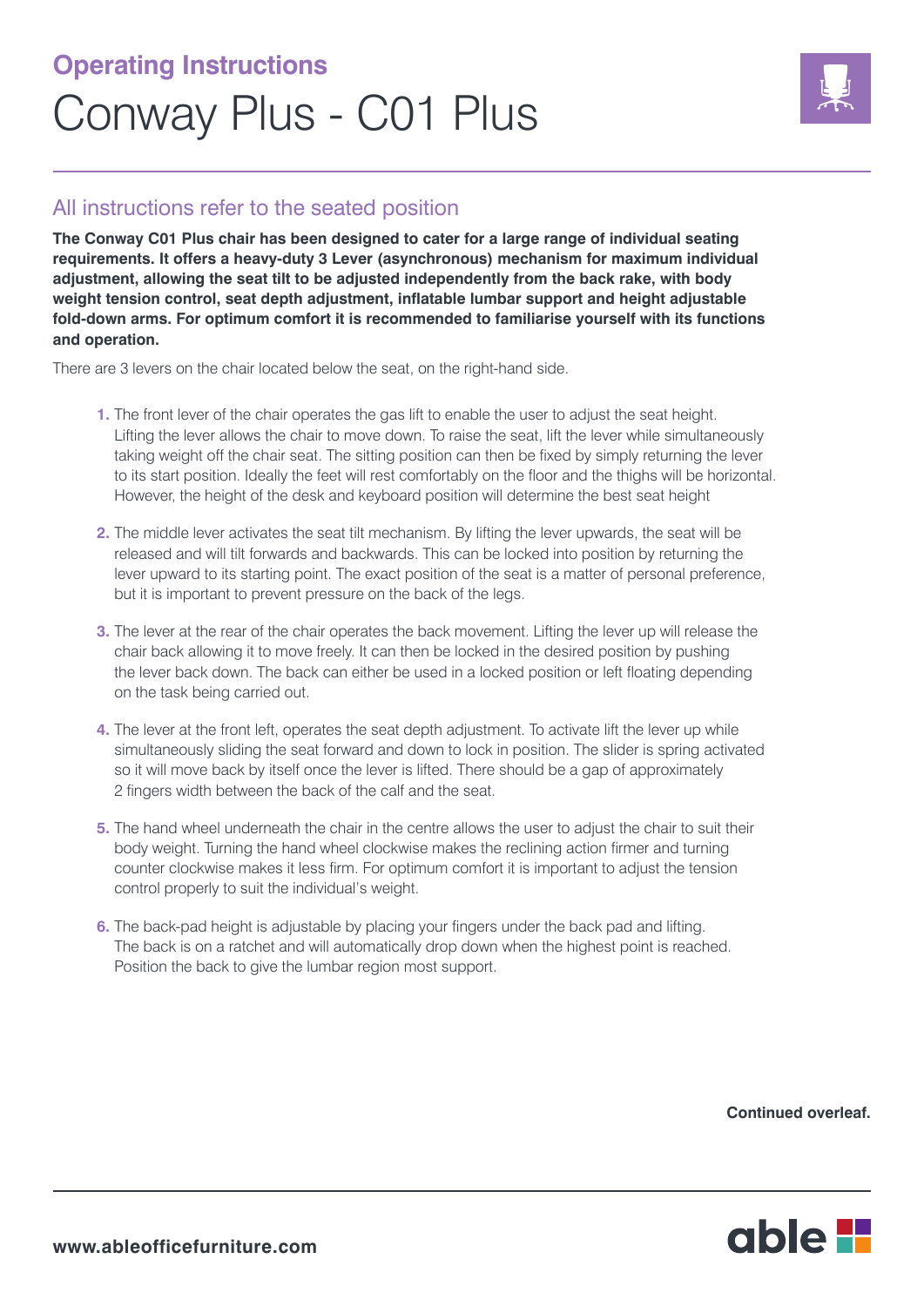**Operating Instructions**

# Conway Plus - C01 Plus

## All instructions refer to the seated position

**The Conway C01 Plus chair has been designed to cater for a large range of individual seating requirements. It offers a heavy-duty 3 Lever (asynchronous) mechanism for maximum individual adjustment, allowing the seat tilt to be adjusted independently from the back rake, with body weight tension control, seat depth adjustment, inflatable lumbar support and height adjustable fold-down arms. For optimum comfort it is recommended to familiarise yourself with its functions and operation.**

There are 3 levers on the chair located below the seat, on the right-hand side.

1. The front lever of the chair operates the gas lift to enable the user to adjust the seat height. Lifting the lever allows the chair to move down. To raise the seat, lift the lever while simultaneously taking weight off the chair seat. The sitting position can then be fixed by simply returning the lever to its start position. Ideally the feet will rest comfortably on the floor and the thighs will be horizontal. However, the height of the desk and keyboard position will determine the best seat height

2. The middle lever activates the seat tilt mechanism. By lifting the lever upwards, the seat will be released and will tilt forwards and backwards. This can be locked into position by returning the lever upward to its starting point. The exact position of the seat is a matter of personal preference, but it is important to prevent pressure on the back of the legs.

3. The lever at the rear of the chair operates the back movement. Lifting the lever up will release the chair back allowing it to move freely. It can then be locked in the desired position by pushing the lever back down. The back can either be used in a locked position or left floating depending on the task being carried out.

4. The lever at the front left, operates the seat depth adjustment. To activate lift the lever up while simultaneously sliding the seat forward and down to lock in position. The slider is spring activated so it will move back by itself once the lever is lifted. There should be a gap of approximately 2 fingers width between the back of the calf and the seat.

5. The hand wheel underneath the chair in the centre allows the user to adjust the chair to suit their body weight. Turning the hand wheel clockwise makes the reclining action firmer and turning counter clockwise makes it less firm. For optimum comfort it is important to adjust the tension control properly to suit the individual's weight.

6. The back-pad height is adjustable by placing your fingers under the back pad and lifting. The back is on a ratchet and will automatically drop down when the highest point is reached. Position the back to give the lumbar region most support.

**Continued overleaf.**

**www.ableofficefurniture.com**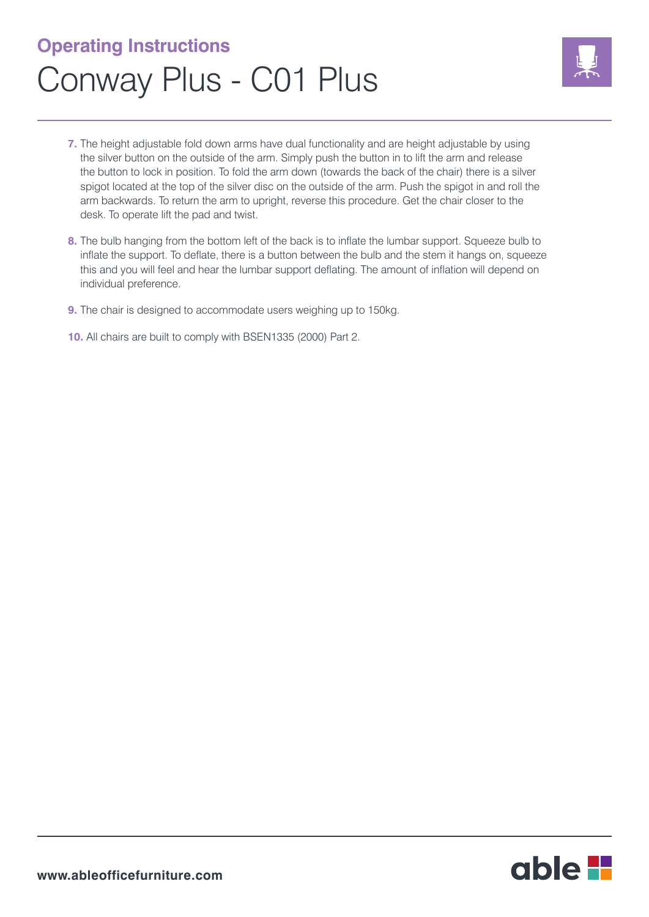**Operating Instructions**

# Conway Plus - C01 Plus

7. The height adjustable fold down arms have dual functionality and are height adjustable by using the silver button on the outside of the arm. Simply push the button in to lift the arm and release the button to lock in position. To fold the arm down (towards the back of the chair) there is a silver spigot located at the top of the silver disc on the outside of the arm. Push the spigot in and roll the arm backwards. To return the arm to upright, reverse this procedure. Get the chair closer to the desk. To operate lift the pad and twist.

8. The bulb hanging from the bottom left of the back is to inflate the lumbar support. Squeeze bulb to inflate the support. To deflate, there is a button between the bulb and the stem it hangs on, squeeze this and you will feel and hear the lumbar support deflating. The amount of inflation will depend on individual preference.

9. The chair is designed to accommodate users weighing up to 150kg.

10. All chairs are built to comply with BSEN1335 (2000) Part 2.